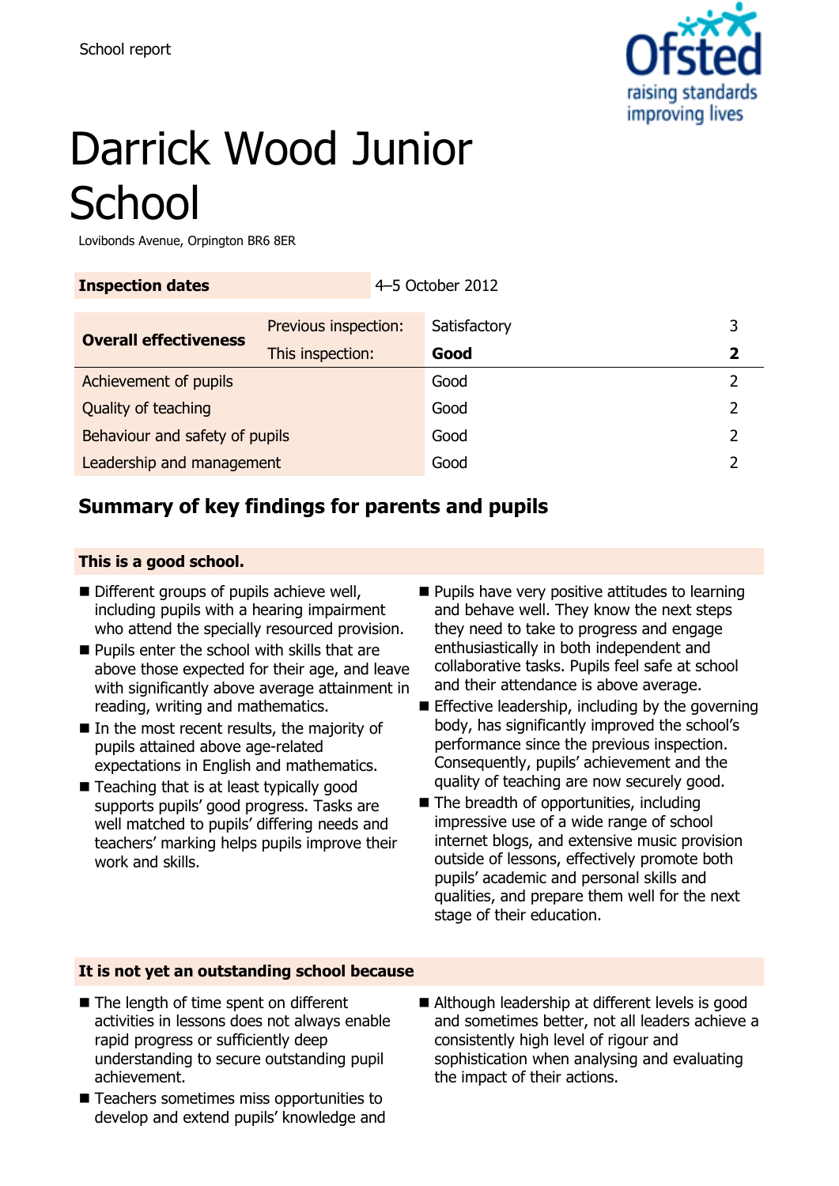School report

# Darrick Wood Junior School

Lovibonds Avenue, Orpington BR6 8ER

| **Inspection dates** | 4–5 October 2012 | | |
|---|---|---|---|

| **Overall effectiveness** | Previous inspection: | Satisfactory | 3 |
|---|---|---|---|
| | This inspection: | **Good** | **2** |
| Achievement of pupils | | Good | 2 |
| Quality of teaching | | Good | 2 |
| Behaviour and safety of pupils | | Good | 2 |
| Leadership and management | | Good | 2 |

## Summary of key findings for parents and pupils

**This is a good school.**

- Different groups of pupils achieve well, including pupils with a hearing impairment who attend the specially resourced provision.
- Pupils enter the school with skills that are above those expected for their age, and leave with significantly above average attainment in reading, writing and mathematics.
- In the most recent results, the majority of pupils attained above age-related expectations in English and mathematics.
- Teaching that is at least typically good supports pupils' good progress. Tasks are well matched to pupils' differing needs and teachers' marking helps pupils improve their work and skills.
- Pupils have very positive attitudes to learning and behave well. They know the next steps they need to take to progress and engage enthusiastically in both independent and collaborative tasks. Pupils feel safe at school and their attendance is above average.
- Effective leadership, including by the governing body, has significantly improved the school's performance since the previous inspection. Consequently, pupils' achievement and the quality of teaching are now securely good.
- The breadth of opportunities, including impressive use of a wide range of school internet blogs, and extensive music provision outside of lessons, effectively promote both pupils' academic and personal skills and qualities, and prepare them well for the next stage of their education.

**It is not yet an outstanding school because**

- The length of time spent on different activities in lessons does not always enable rapid progress or sufficiently deep understanding to secure outstanding pupil achievement.
- Teachers sometimes miss opportunities to develop and extend pupils' knowledge and
- Although leadership at different levels is good and sometimes better, not all leaders achieve a consistently high level of rigour and sophistication when analysing and evaluating the impact of their actions.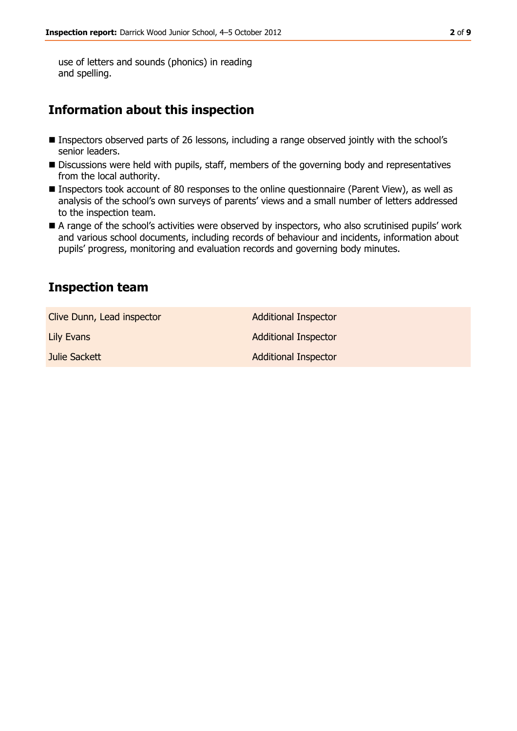use of letters and sounds (phonics) in reading and spelling.

## Information about this inspection

- Inspectors observed parts of 26 lessons, including a range observed jointly with the school's senior leaders.
- Discussions were held with pupils, staff, members of the governing body and representatives from the local authority.
- Inspectors took account of 80 responses to the online questionnaire (Parent View), as well as analysis of the school's own surveys of parents' views and a small number of letters addressed to the inspection team.
- A range of the school's activities were observed by inspectors, who also scrutinised pupils' work and various school documents, including records of behaviour and incidents, information about pupils' progress, monitoring and evaluation records and governing body minutes.

## Inspection team

| | |
|---|---|
| Clive Dunn, Lead inspector | Additional Inspector |
| Lily Evans | Additional Inspector |
| Julie Sackett | Additional Inspector |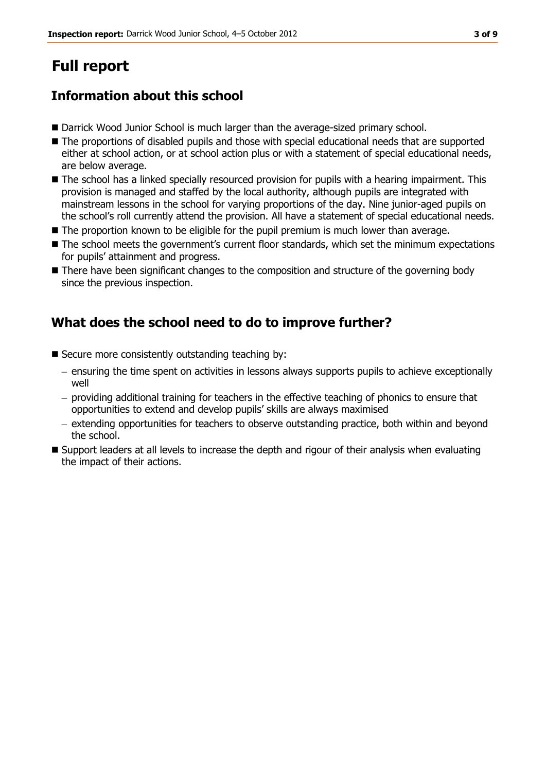# Full report

## Information about this school

- Darrick Wood Junior School is much larger than the average-sized primary school.
- The proportions of disabled pupils and those with special educational needs that are supported either at school action, or at school action plus or with a statement of special educational needs, are below average.
- The school has a linked specially resourced provision for pupils with a hearing impairment. This provision is managed and staffed by the local authority, although pupils are integrated with mainstream lessons in the school for varying proportions of the day. Nine junior-aged pupils on the school's roll currently attend the provision. All have a statement of special educational needs.
- The proportion known to be eligible for the pupil premium is much lower than average.
- The school meets the government's current floor standards, which set the minimum expectations for pupils' attainment and progress.
- There have been significant changes to the composition and structure of the governing body since the previous inspection.

## What does the school need to do to improve further?

- Secure more consistently outstanding teaching by:
  - ensuring the time spent on activities in lessons always supports pupils to achieve exceptionally well
  - providing additional training for teachers in the effective teaching of phonics to ensure that opportunities to extend and develop pupils' skills are always maximised
  - extending opportunities for teachers to observe outstanding practice, both within and beyond the school.
- Support leaders at all levels to increase the depth and rigour of their analysis when evaluating the impact of their actions.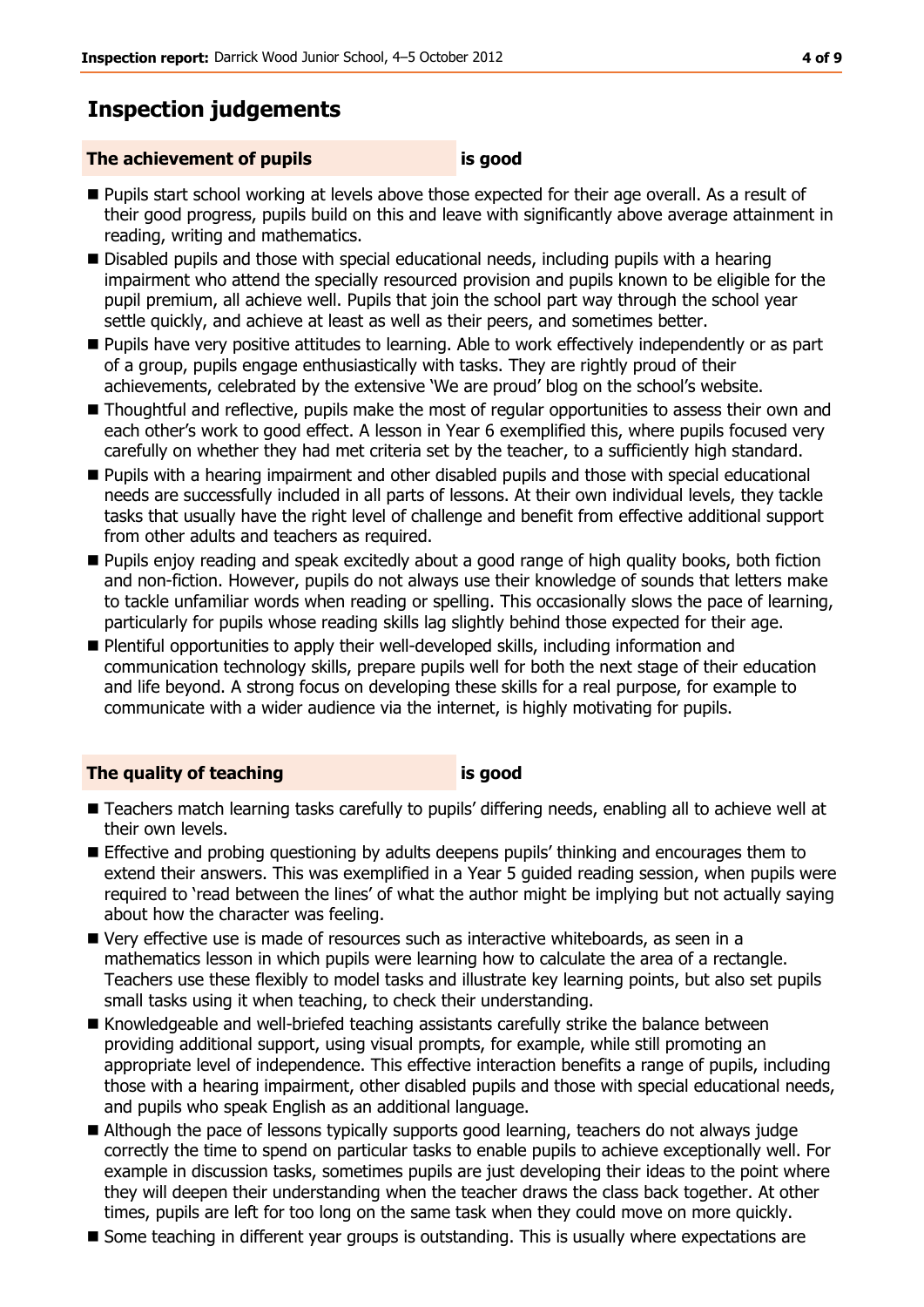## Inspection judgements

### The achievement of pupils — is good

- Pupils start school working at levels above those expected for their age overall. As a result of their good progress, pupils build on this and leave with significantly above average attainment in reading, writing and mathematics.
- Disabled pupils and those with special educational needs, including pupils with a hearing impairment who attend the specially resourced provision and pupils known to be eligible for the pupil premium, all achieve well. Pupils that join the school part way through the school year settle quickly, and achieve at least as well as their peers, and sometimes better.
- Pupils have very positive attitudes to learning. Able to work effectively independently or as part of a group, pupils engage enthusiastically with tasks. They are rightly proud of their achievements, celebrated by the extensive 'We are proud' blog on the school's website.
- Thoughtful and reflective, pupils make the most of regular opportunities to assess their own and each other's work to good effect. A lesson in Year 6 exemplified this, where pupils focused very carefully on whether they had met criteria set by the teacher, to a sufficiently high standard.
- Pupils with a hearing impairment and other disabled pupils and those with special educational needs are successfully included in all parts of lessons. At their own individual levels, they tackle tasks that usually have the right level of challenge and benefit from effective additional support from other adults and teachers as required.
- Pupils enjoy reading and speak excitedly about a good range of high quality books, both fiction and non-fiction. However, pupils do not always use their knowledge of sounds that letters make to tackle unfamiliar words when reading or spelling. This occasionally slows the pace of learning, particularly for pupils whose reading skills lag slightly behind those expected for their age.
- Plentiful opportunities to apply their well-developed skills, including information and communication technology skills, prepare pupils well for both the next stage of their education and life beyond. A strong focus on developing these skills for a real purpose, for example to communicate with a wider audience via the internet, is highly motivating for pupils.

### The quality of teaching — is good

- Teachers match learning tasks carefully to pupils' differing needs, enabling all to achieve well at their own levels.
- Effective and probing questioning by adults deepens pupils' thinking and encourages them to extend their answers. This was exemplified in a Year 5 guided reading session, when pupils were required to 'read between the lines' of what the author might be implying but not actually saying about how the character was feeling.
- Very effective use is made of resources such as interactive whiteboards, as seen in a mathematics lesson in which pupils were learning how to calculate the area of a rectangle. Teachers use these flexibly to model tasks and illustrate key learning points, but also set pupils small tasks using it when teaching, to check their understanding.
- Knowledgeable and well-briefed teaching assistants carefully strike the balance between providing additional support, using visual prompts, for example, while still promoting an appropriate level of independence. This effective interaction benefits a range of pupils, including those with a hearing impairment, other disabled pupils and those with special educational needs, and pupils who speak English as an additional language.
- Although the pace of lessons typically supports good learning, teachers do not always judge correctly the time to spend on particular tasks to enable pupils to achieve exceptionally well. For example in discussion tasks, sometimes pupils are just developing their ideas to the point where they will deepen their understanding when the teacher draws the class back together. At other times, pupils are left for too long on the same task when they could move on more quickly.
- Some teaching in different year groups is outstanding. This is usually where expectations are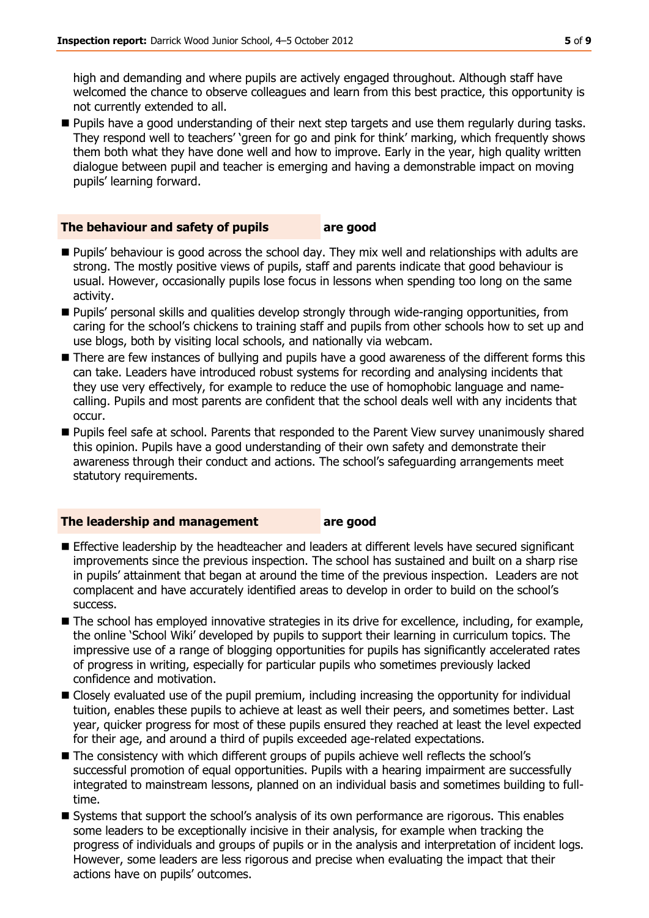high and demanding and where pupils are actively engaged throughout. Although staff have welcomed the chance to observe colleagues and learn from this best practice, this opportunity is not currently extended to all.

- Pupils have a good understanding of their next step targets and use them regularly during tasks. They respond well to teachers' 'green for go and pink for think' marking, which frequently shows them both what they have done well and how to improve. Early in the year, high quality written dialogue between pupil and teacher is emerging and having a demonstrable impact on moving pupils' learning forward.

## The behaviour and safety of pupils — are good

- Pupils' behaviour is good across the school day. They mix well and relationships with adults are strong. The mostly positive views of pupils, staff and parents indicate that good behaviour is usual. However, occasionally pupils lose focus in lessons when spending too long on the same activity.
- Pupils' personal skills and qualities develop strongly through wide-ranging opportunities, from caring for the school's chickens to training staff and pupils from other schools how to set up and use blogs, both by visiting local schools, and nationally via webcam.
- There are few instances of bullying and pupils have a good awareness of the different forms this can take. Leaders have introduced robust systems for recording and analysing incidents that they use very effectively, for example to reduce the use of homophobic language and name-calling. Pupils and most parents are confident that the school deals well with any incidents that occur.
- Pupils feel safe at school. Parents that responded to the Parent View survey unanimously shared this opinion. Pupils have a good understanding of their own safety and demonstrate their awareness through their conduct and actions. The school's safeguarding arrangements meet statutory requirements.

## The leadership and management — are good

- Effective leadership by the headteacher and leaders at different levels have secured significant improvements since the previous inspection. The school has sustained and built on a sharp rise in pupils' attainment that began at around the time of the previous inspection. Leaders are not complacent and have accurately identified areas to develop in order to build on the school's success.
- The school has employed innovative strategies in its drive for excellence, including, for example, the online 'School Wiki' developed by pupils to support their learning in curriculum topics. The impressive use of a range of blogging opportunities for pupils has significantly accelerated rates of progress in writing, especially for particular pupils who sometimes previously lacked confidence and motivation.
- Closely evaluated use of the pupil premium, including increasing the opportunity for individual tuition, enables these pupils to achieve at least as well their peers, and sometimes better. Last year, quicker progress for most of these pupils ensured they reached at least the level expected for their age, and around a third of pupils exceeded age-related expectations.
- The consistency with which different groups of pupils achieve well reflects the school's successful promotion of equal opportunities. Pupils with a hearing impairment are successfully integrated to mainstream lessons, planned on an individual basis and sometimes building to full-time.
- Systems that support the school's analysis of its own performance are rigorous. This enables some leaders to be exceptionally incisive in their analysis, for example when tracking the progress of individuals and groups of pupils or in the analysis and interpretation of incident logs. However, some leaders are less rigorous and precise when evaluating the impact that their actions have on pupils' outcomes.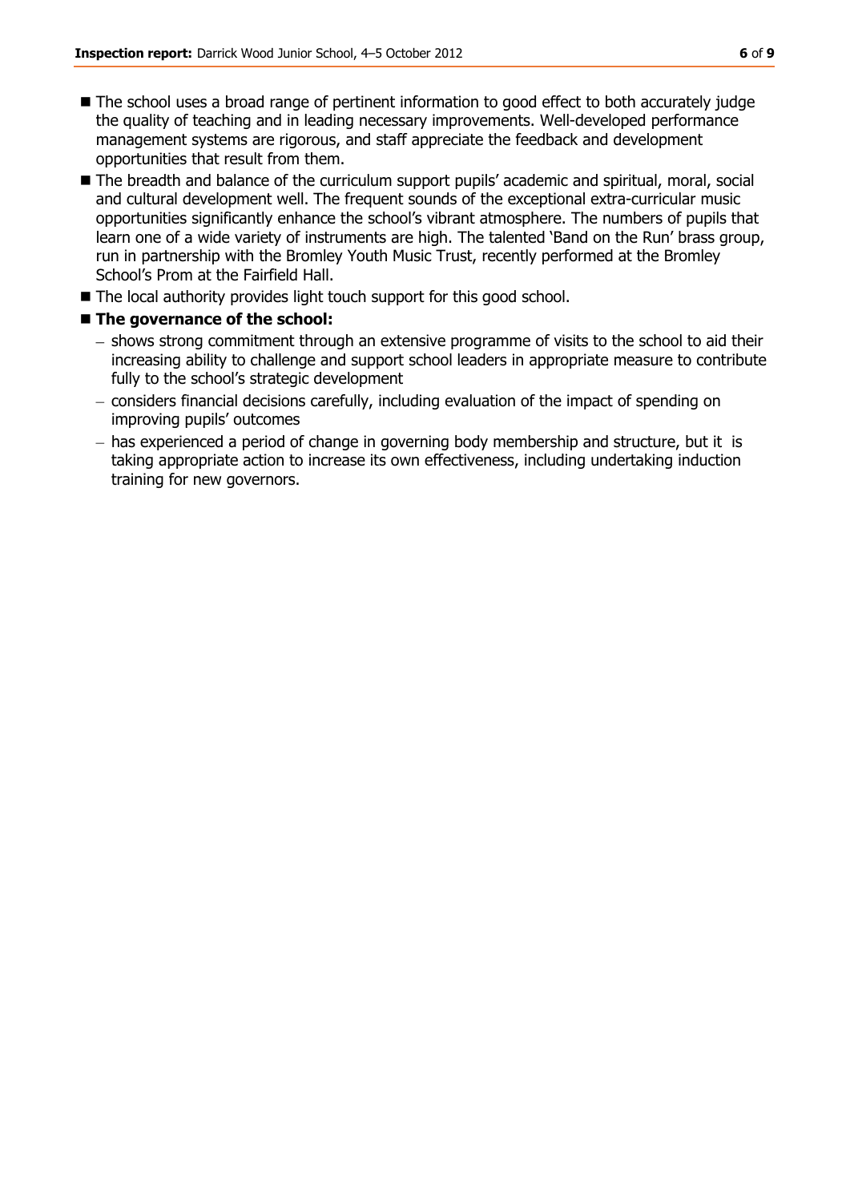- The school uses a broad range of pertinent information to good effect to both accurately judge the quality of teaching and in leading necessary improvements. Well-developed performance management systems are rigorous, and staff appreciate the feedback and development opportunities that result from them.
- The breadth and balance of the curriculum support pupils' academic and spiritual, moral, social and cultural development well. The frequent sounds of the exceptional extra-curricular music opportunities significantly enhance the school's vibrant atmosphere. The numbers of pupils that learn one of a wide variety of instruments are high. The talented 'Band on the Run' brass group, run in partnership with the Bromley Youth Music Trust, recently performed at the Bromley School's Prom at the Fairfield Hall.
- The local authority provides light touch support for this good school.
- **The governance of the school:**
  - shows strong commitment through an extensive programme of visits to the school to aid their increasing ability to challenge and support school leaders in appropriate measure to contribute fully to the school's strategic development
  - considers financial decisions carefully, including evaluation of the impact of spending on improving pupils' outcomes
  - has experienced a period of change in governing body membership and structure, but it is taking appropriate action to increase its own effectiveness, including undertaking induction training for new governors.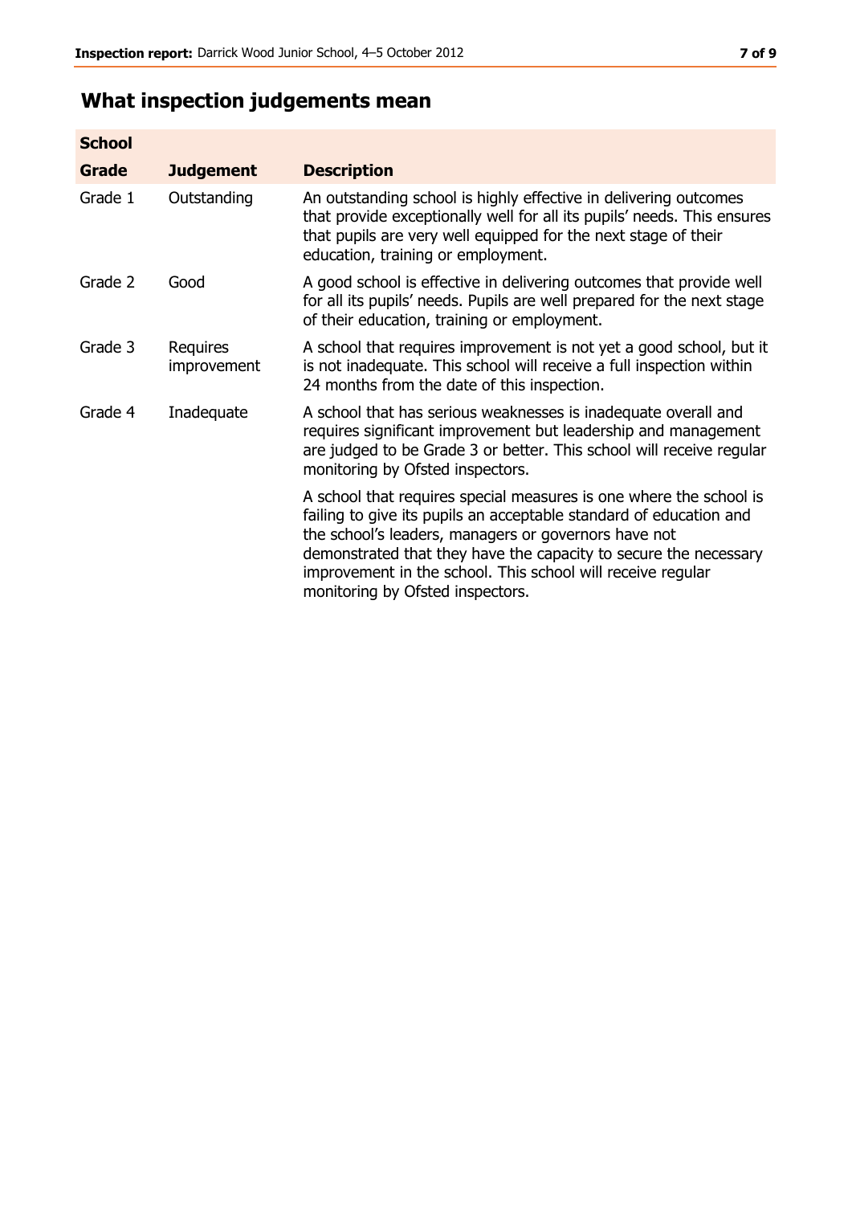## What inspection judgements mean

| School Grade | Judgement | Description |
|---|---|---|
| Grade 1 | Outstanding | An outstanding school is highly effective in delivering outcomes that provide exceptionally well for all its pupils' needs. This ensures that pupils are very well equipped for the next stage of their education, training or employment. |
| Grade 2 | Good | A good school is effective in delivering outcomes that provide well for all its pupils' needs. Pupils are well prepared for the next stage of their education, training or employment. |
| Grade 3 | Requires improvement | A school that requires improvement is not yet a good school, but it is not inadequate. This school will receive a full inspection within 24 months from the date of this inspection. |
| Grade 4 | Inadequate | A school that has serious weaknesses is inadequate overall and requires significant improvement but leadership and management are judged to be Grade 3 or better. This school will receive regular monitoring by Ofsted inspectors. |
| | | A school that requires special measures is one where the school is failing to give its pupils an acceptable standard of education and the school's leaders, managers or governors have not demonstrated that they have the capacity to secure the necessary improvement in the school. This school will receive regular monitoring by Ofsted inspectors. |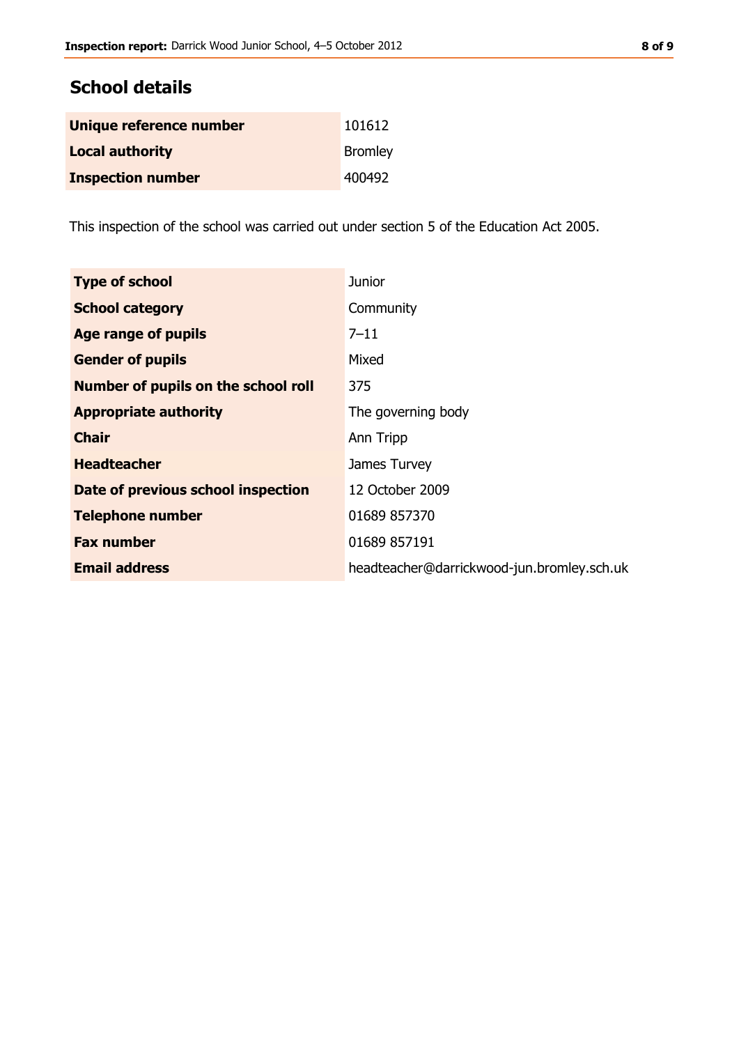## School details

| | |
|---|---|
| **Unique reference number** | 101612 |
| **Local authority** | Bromley |
| **Inspection number** | 400492 |

This inspection of the school was carried out under section 5 of the Education Act 2005.

| | |
|---|---|
| **Type of school** | Junior |
| **School category** | Community |
| **Age range of pupils** | 7–11 |
| **Gender of pupils** | Mixed |
| **Number of pupils on the school roll** | 375 |
| **Appropriate authority** | The governing body |
| **Chair** | Ann Tripp |
| **Headteacher** | James Turvey |
| **Date of previous school inspection** | 12 October 2009 |
| **Telephone number** | 01689 857370 |
| **Fax number** | 01689 857191 |
| **Email address** | headteacher@darrickwood-jun.bromley.sch.uk |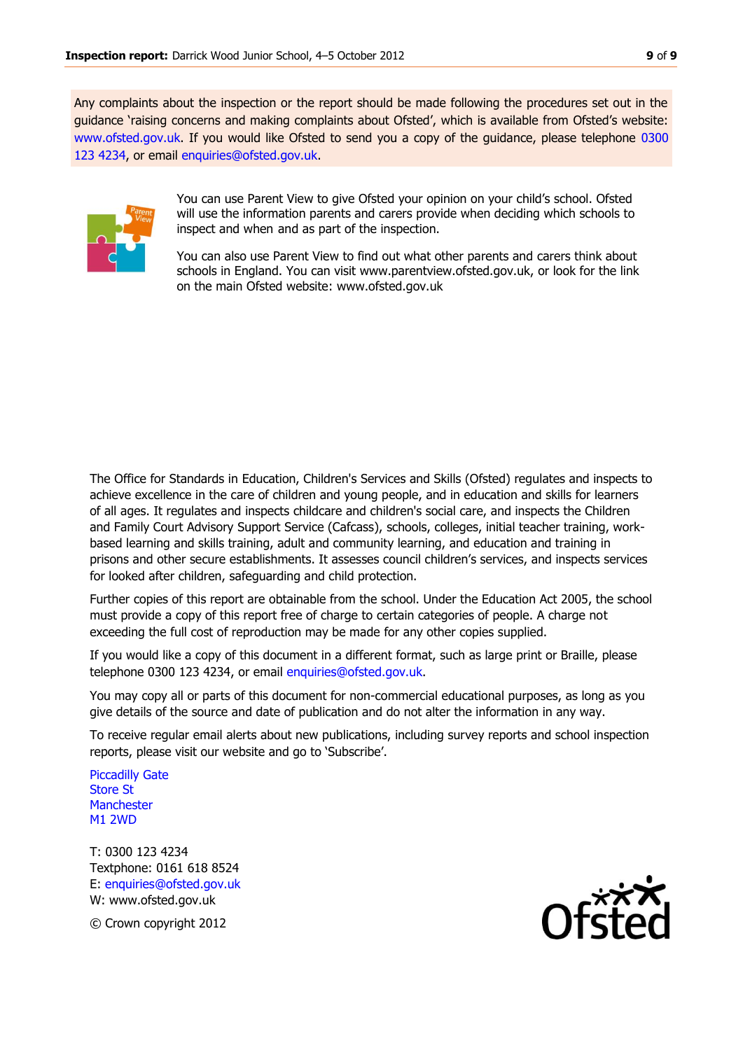Any complaints about the inspection or the report should be made following the procedures set out in the guidance 'raising concerns and making complaints about Ofsted', which is available from Ofsted's website: www.ofsted.gov.uk. If you would like Ofsted to send you a copy of the guidance, please telephone 0300 123 4234, or email enquiries@ofsted.gov.uk.

You can use Parent View to give Ofsted your opinion on your child's school. Ofsted will use the information parents and carers provide when deciding which schools to inspect and when and as part of the inspection.

You can also use Parent View to find out what other parents and carers think about schools in England. You can visit www.parentview.ofsted.gov.uk, or look for the link on the main Ofsted website: www.ofsted.gov.uk

The Office for Standards in Education, Children's Services and Skills (Ofsted) regulates and inspects to achieve excellence in the care of children and young people, and in education and skills for learners of all ages. It regulates and inspects childcare and children's social care, and inspects the Children and Family Court Advisory Support Service (Cafcass), schools, colleges, initial teacher training, work-based learning and skills training, adult and community learning, and education and training in prisons and other secure establishments. It assesses council children's services, and inspects services for looked after children, safeguarding and child protection.

Further copies of this report are obtainable from the school. Under the Education Act 2005, the school must provide a copy of this report free of charge to certain categories of people. A charge not exceeding the full cost of reproduction may be made for any other copies supplied.

If you would like a copy of this document in a different format, such as large print or Braille, please telephone 0300 123 4234, or email enquiries@ofsted.gov.uk.

You may copy all or parts of this document for non-commercial educational purposes, as long as you give details of the source and date of publication and do not alter the information in any way.

To receive regular email alerts about new publications, including survey reports and school inspection reports, please visit our website and go to 'Subscribe'.

Piccadilly Gate
Store St
Manchester
M1 2WD

T: 0300 123 4234
Textphone: 0161 618 8524
E: enquiries@ofsted.gov.uk
W: www.ofsted.gov.uk

© Crown copyright 2012

Ofsted